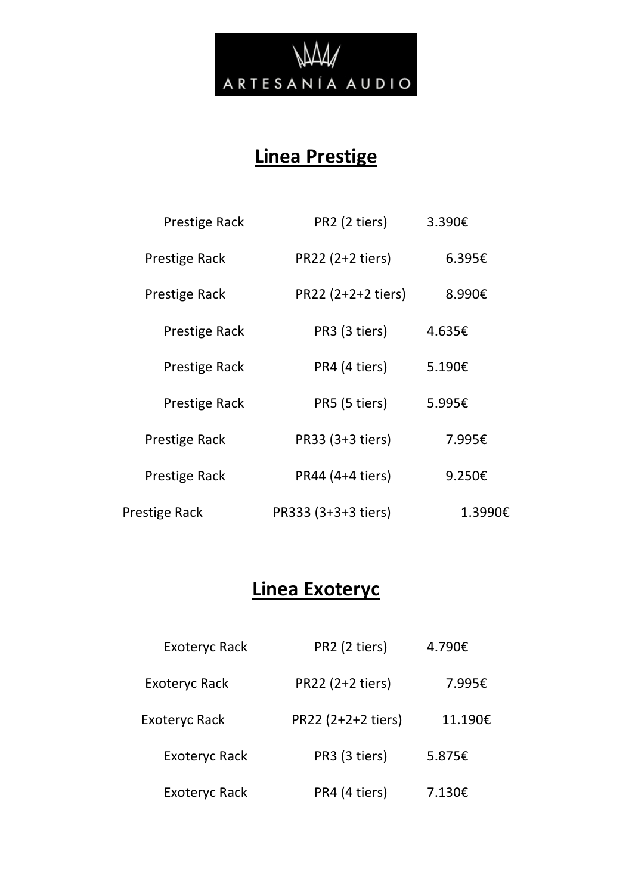ARTESANÍA AUDIO

## Linea Prestige

| | | |
|---|---|---|
| Prestige Rack | PR2 (2 tiers) | 3.390€ |
| Prestige Rack | PR22 (2+2 tiers) | 6.395€ |
| Prestige Rack | PR22 (2+2+2 tiers) | 8.990€ |
| Prestige Rack | PR3 (3 tiers) | 4.635€ |
| Prestige Rack | PR4 (4 tiers) | 5.190€ |
| Prestige Rack | PR5 (5 tiers) | 5.995€ |
| Prestige Rack | PR33 (3+3 tiers) | 7.995€ |
| Prestige Rack | PR44 (4+4 tiers) | 9.250€ |
| Prestige Rack | PR333 (3+3+3 tiers) | 1.3990€ |

## Linea Exoteryc

| | | |
|---|---|---|
| Exoteryc Rack | PR2 (2 tiers) | 4.790€ |
| Exoteryc Rack | PR22 (2+2 tiers) | 7.995€ |
| Exoteryc Rack | PR22 (2+2+2 tiers) | 11.190€ |
| Exoteryc Rack | PR3 (3 tiers) | 5.875€ |
| Exoteryc Rack | PR4 (4 tiers) | 7.130€ |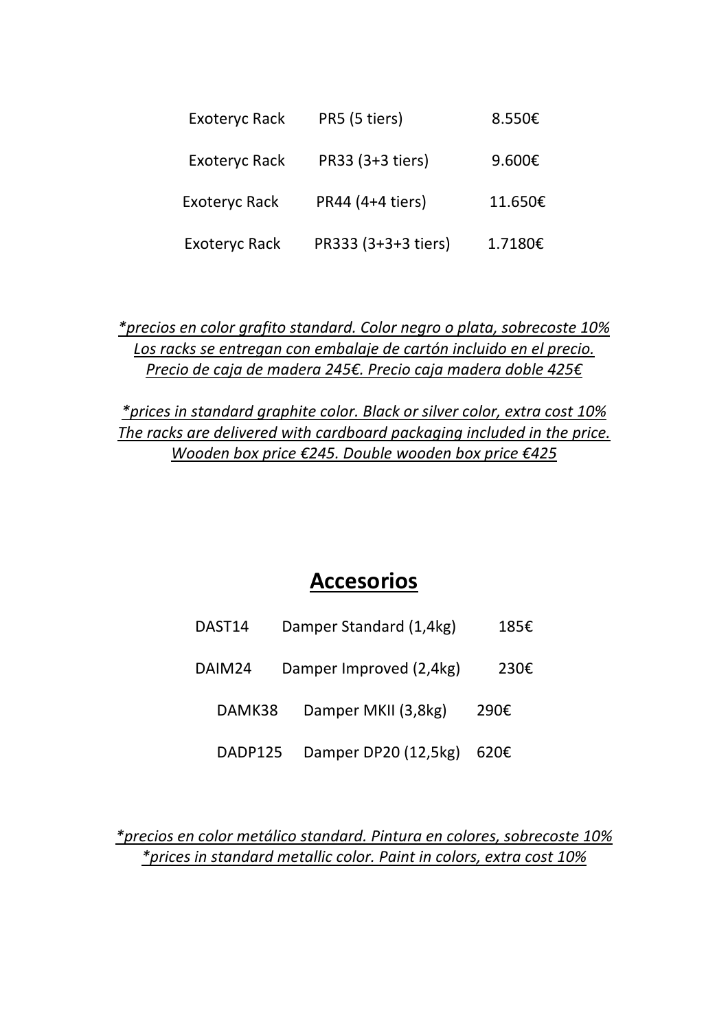| | | |
|---|---|---|
| Exoteryc Rack | PR5 (5 tiers) | 8.550€ |
| Exoteryc Rack | PR33 (3+3 tiers) | 9.600€ |
| Exoteryc Rack | PR44 (4+4 tiers) | 11.650€ |
| Exoteryc Rack | PR333 (3+3+3 tiers) | 1.7180€ |

*_*precios en color grafito standard. Color negro o plata, sobrecoste 10%_*
*_Los racks se entregan con embalaje de cartón incluido en el precio._*
*_Precio de caja de madera 245€. Precio caja madera doble 425€_*

*_*prices in standard graphite color. Black or silver color, extra cost 10%_*
*_The racks are delivered with cardboard packaging included in the price._*
*_Wooden box price €245. Double wooden box price €425_*

## Accesorios

| | | |
|---|---|---|
| DAST14 | Damper Standard (1,4kg) | 185€ |
| DAIM24 | Damper Improved (2,4kg) | 230€ |
| DAMK38 | Damper MKII (3,8kg) | 290€ |
| DADP125 | Damper DP20 (12,5kg) | 620€ |

*_*precios en color metálico standard. Pintura en colores, sobrecoste 10%_*
*_*prices in standard metallic color. Paint in colors, extra cost 10%_*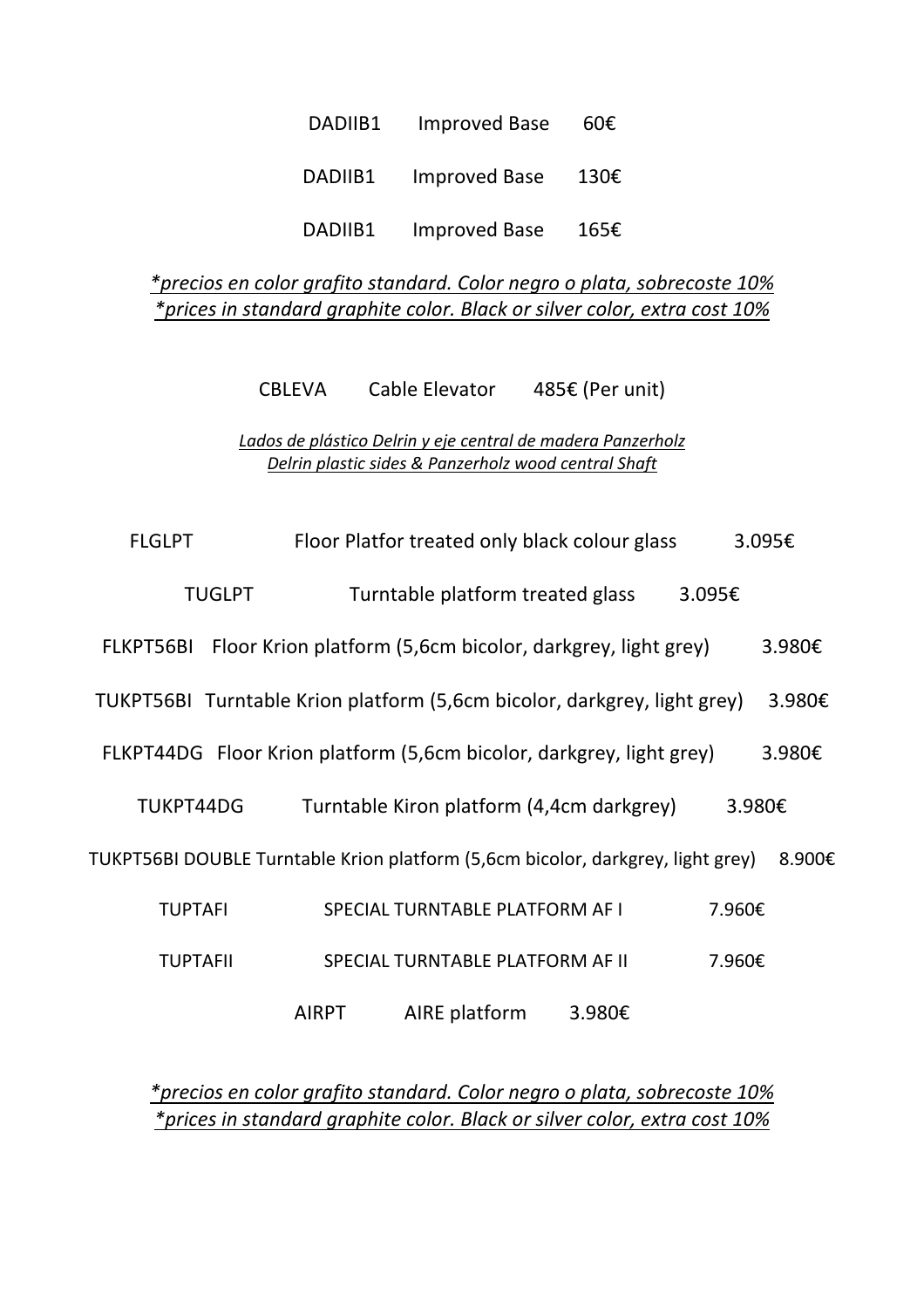DADIIB1 Improved Base 60€

DADIIB1 Improved Base 130€

DADIIB1 Improved Base 165€

*_precios en color grafito standard. Color negro o plata, sobrecoste 10%_*
*_prices in standard graphite color. Black or silver color, extra cost 10%_*

CBLEVA Cable Elevator 485€ (Per unit)

_Lados de plástico Delrin y eje central de madera Panzerholz_
_Delrin plastic sides & Panzerholz wood central Shaft_

FLGLPT Floor Platfor treated only black colour glass 3.095€

TUGLPT Turntable platform treated glass 3.095€

FLKPT56BI Floor Krion platform (5,6cm bicolor, darkgrey, light grey) 3.980€

TUKPT56BI Turntable Krion platform (5,6cm bicolor, darkgrey, light grey) 3.980€

FLKPT44DG Floor Krion platform (5,6cm bicolor, darkgrey, light grey) 3.980€

TUKPT44DG Turntable Kiron platform (4,4cm darkgrey) 3.980€

TUKPT56BI DOUBLE Turntable Krion platform (5,6cm bicolor, darkgrey, light grey) 8.900€

TUPTAFI SPECIAL TURNTABLE PLATFORM AF I 7.960€

TUPTAFII SPECIAL TURNTABLE PLATFORM AF II 7.960€

AIRPT AIRE platform 3.980€

*_precios en color grafito standard. Color negro o plata, sobrecoste 10%_*
*_prices in standard graphite color. Black or silver color, extra cost 10%_*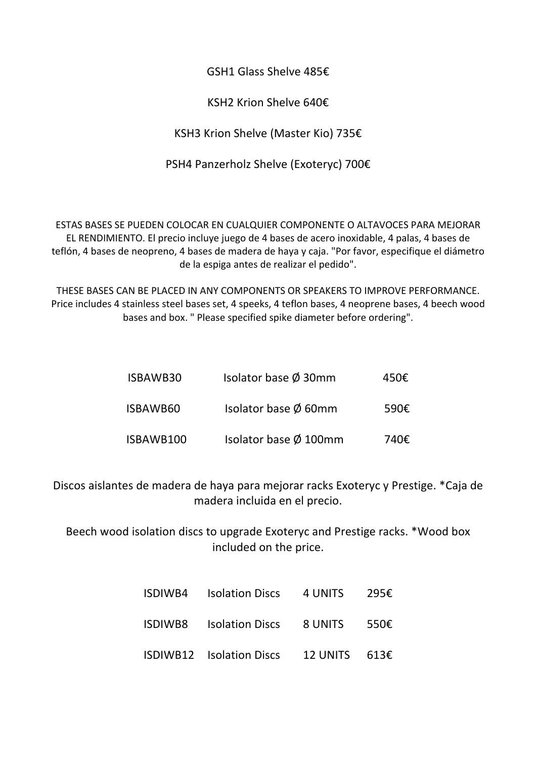GSH1 Glass Shelve 485€

KSH2 Krion Shelve 640€

KSH3 Krion Shelve (Master Kio) 735€

PSH4 Panzerholz Shelve (Exoteryc) 700€

ESTAS BASES SE PUEDEN COLOCAR EN CUALQUIER COMPONENTE O ALTAVOCES PARA MEJORAR EL RENDIMIENTO. El precio incluye juego de 4 bases de acero inoxidable, 4 palas, 4 bases de teflón, 4 bases de neopreno, 4 bases de madera de haya y caja. "Por favor, especifique el diámetro de la espiga antes de realizar el pedido".

THESE BASES CAN BE PLACED IN ANY COMPONENTS OR SPEAKERS TO IMPROVE PERFORMANCE. Price includes 4 stainless steel bases set, 4 speeks, 4 teflon bases, 4 neoprene bases, 4 beech wood bases and box. " Please specified spike diameter before ordering".

| | | |
|---|---|---|
| ISBAWB30 | Isolator base Ø 30mm | 450€ |
| ISBAWB60 | Isolator base Ø 60mm | 590€ |
| ISBAWB100 | Isolator base Ø 100mm | 740€ |

Discos aislantes de madera de haya para mejorar racks Exoteryc y Prestige. *Caja de madera incluida en el precio.

Beech wood isolation discs to upgrade Exoteryc and Prestige racks. *Wood box included on the price.

| | | | |
|---|---|---|---|
| ISDIWB4 | Isolation Discs | 4 UNITS | 295€ |
| ISDIWB8 | Isolation Discs | 8 UNITS | 550€ |
| ISDIWB12 | Isolation Discs | 12 UNITS | 613€ |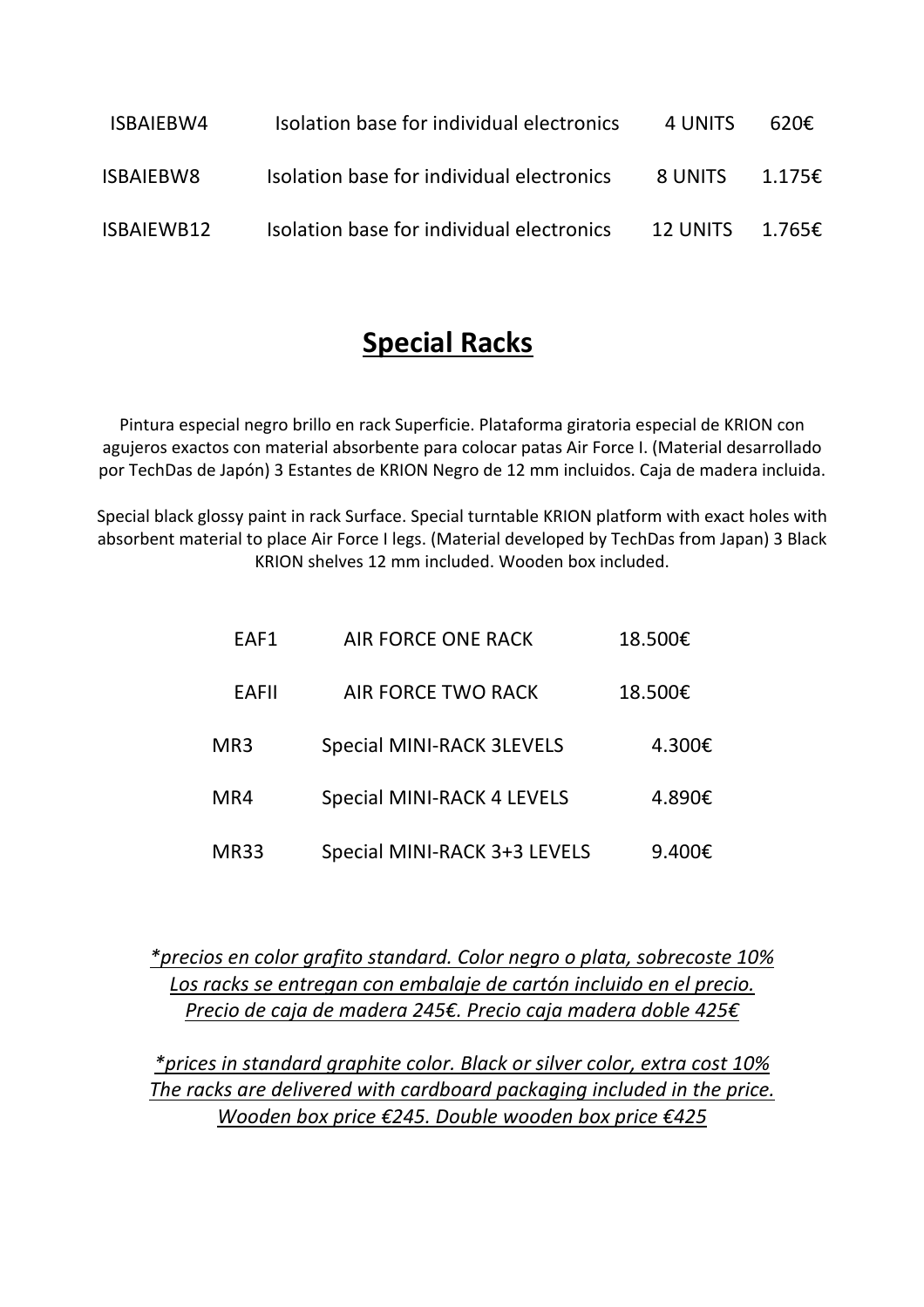| ISBAIEBW4 | Isolation base for individual electronics | 4 UNITS | 620€ |
|---|---|---|---|
| ISBAIEBW8 | Isolation base for individual electronics | 8 UNITS | 1.175€ |
| ISBAIEWB12 | Isolation base for individual electronics | 12 UNITS | 1.765€ |

## Special Racks

Pintura especial negro brillo en rack Superficie. Plataforma giratoria especial de KRION con agujeros exactos con material absorbente para colocar patas Air Force I. (Material desarrollado por TechDas de Japón) 3 Estantes de KRION Negro de 12 mm incluidos. Caja de madera incluida.

Special black glossy paint in rack Surface. Special turntable KRION platform with exact holes with absorbent material to place Air Force I legs. (Material developed by TechDas from Japan) 3 Black KRION shelves 12 mm included. Wooden box included.

| EAF1 | AIR FORCE ONE RACK | 18.500€ |
|---|---|---|
| EAFII | AIR FORCE TWO RACK | 18.500€ |
| MR3 | Special MINI-RACK 3LEVELS | 4.300€ |
| MR4 | Special MINI-RACK 4 LEVELS | 4.890€ |
| MR33 | Special MINI-RACK 3+3 LEVELS | 9.400€ |

*\*precios en color grafito standard. Color negro o plata, sobrecoste 10%*
*Los racks se entregan con embalaje de cartón incluido en el precio.*
*Precio de caja de madera 245€. Precio caja madera doble 425€*

*\*prices in standard graphite color. Black or silver color, extra cost 10%*
*The racks are delivered with cardboard packaging included in the price.*
*Wooden box price €245. Double wooden box price €425*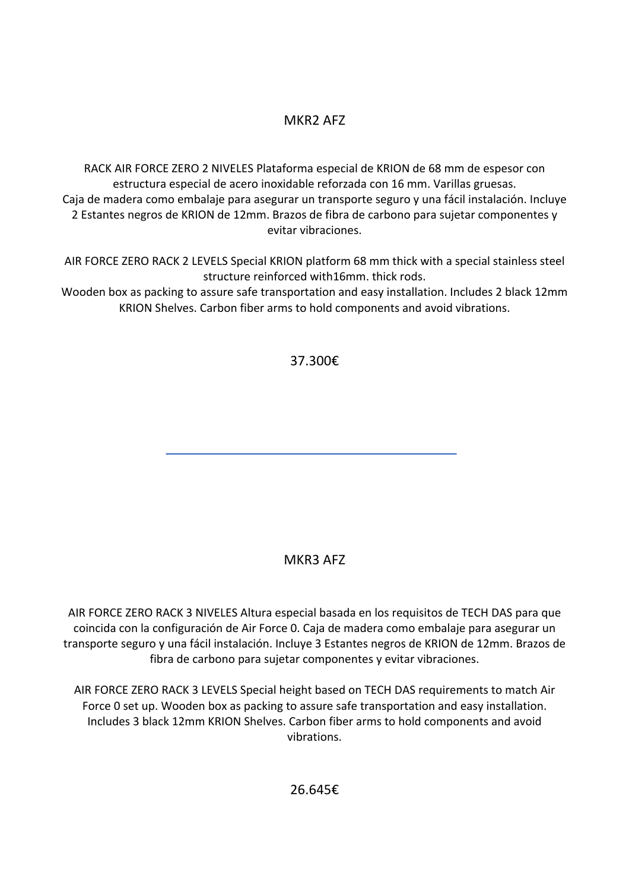## MKR2 AFZ

RACK AIR FORCE ZERO 2 NIVELES Plataforma especial de KRION de 68 mm de espesor con estructura especial de acero inoxidable reforzada con 16 mm. Varillas gruesas.
Caja de madera como embalaje para asegurar un transporte seguro y una fácil instalación. Incluye 2 Estantes negros de KRION de 12mm. Brazos de fibra de carbono para sujetar componentes y evitar vibraciones.

AIR FORCE ZERO RACK 2 LEVELS Special KRION platform 68 mm thick with a special stainless steel structure reinforced with16mm. thick rods.
Wooden box as packing to assure safe transportation and easy installation. Includes 2 black 12mm KRION Shelves. Carbon fiber arms to hold components and avoid vibrations.

37.300€

---

## MKR3 AFZ

AIR FORCE ZERO RACK 3 NIVELES Altura especial basada en los requisitos de TECH DAS para que coincida con la configuración de Air Force 0. Caja de madera como embalaje para asegurar un transporte seguro y una fácil instalación. Incluye 3 Estantes negros de KRION de 12mm. Brazos de fibra de carbono para sujetar componentes y evitar vibraciones.

AIR FORCE ZERO RACK 3 LEVELS Special height based on TECH DAS requirements to match Air Force 0 set up. Wooden box as packing to assure safe transportation and easy installation. Includes 3 black 12mm KRION Shelves. Carbon fiber arms to hold components and avoid vibrations.

26.645€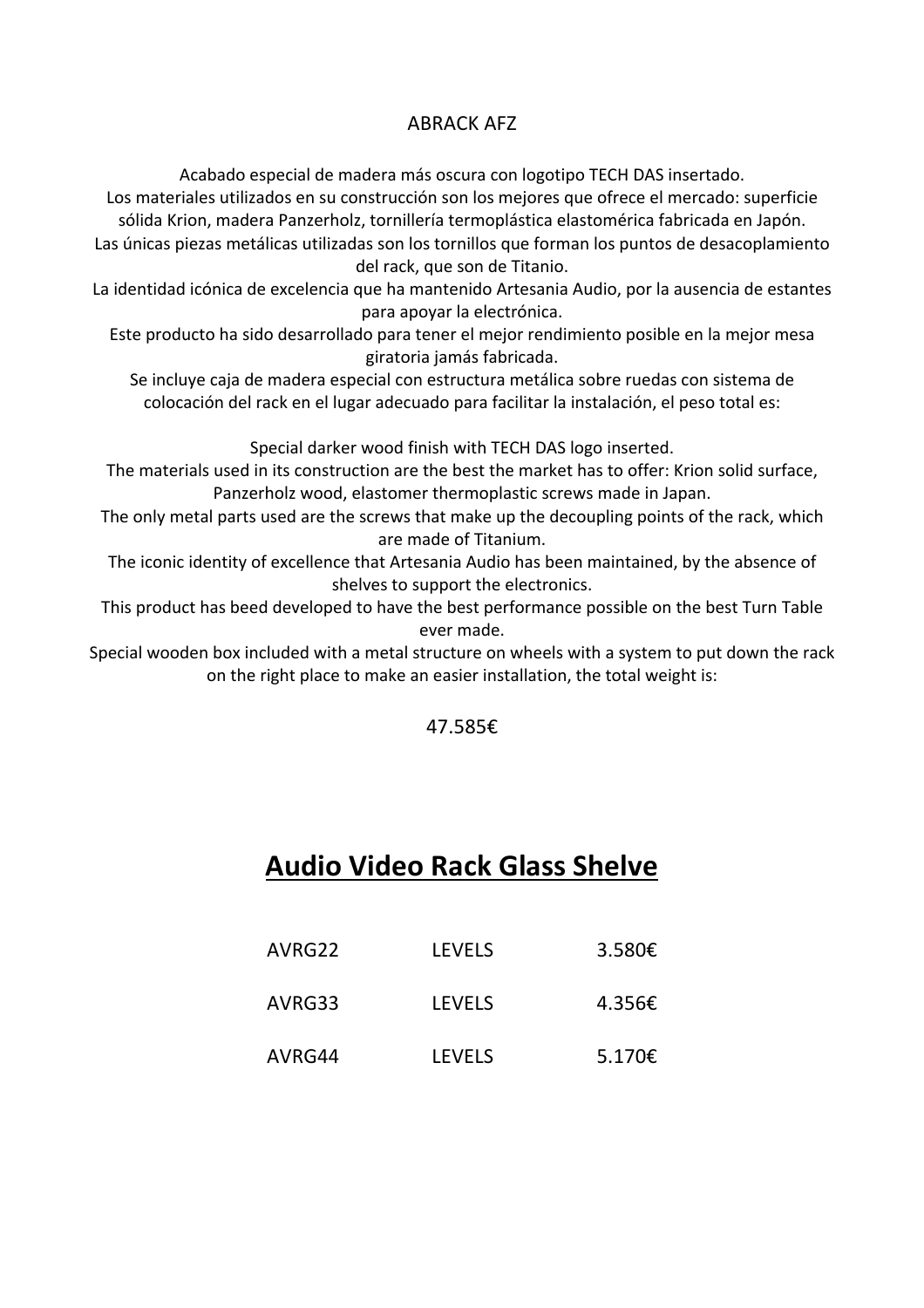ABRACK AFZ

Acabado especial de madera más oscura con logotipo TECH DAS insertado.
Los materiales utilizados en su construcción son los mejores que ofrece el mercado: superficie sólida Krion, madera Panzerholz, tornillería termoplástica elastomérica fabricada en Japón.
Las únicas piezas metálicas utilizadas son los tornillos que forman los puntos de desacoplamiento del rack, que son de Titanio.
La identidad icónica de excelencia que ha mantenido Artesania Audio, por la ausencia de estantes para apoyar la electrónica.
Este producto ha sido desarrollado para tener el mejor rendimiento posible en la mejor mesa giratoria jamás fabricada.
Se incluye caja de madera especial con estructura metálica sobre ruedas con sistema de colocación del rack en el lugar adecuado para facilitar la instalación, el peso total es:

Special darker wood finish with TECH DAS logo inserted.
The materials used in its construction are the best the market has to offer: Krion solid surface, Panzerholz wood, elastomer thermoplastic screws made in Japan.
The only metal parts used are the screws that make up the decoupling points of the rack, which are made of Titanium.
The iconic identity of excellence that Artesania Audio has been maintained, by the absence of shelves to support the electronics.
This product has beed developed to have the best performance possible on the best Turn Table ever made.
Special wooden box included with a metal structure on wheels with a system to put down the rack on the right place to make an easier installation, the total weight is:

47.585€

# <u>Audio Video Rack Glass Shelve</u>

| | | |
|---|---|---|
| AVRG22 | LEVELS | 3.580€ |
| AVRG33 | LEVELS | 4.356€ |
| AVRG44 | LEVELS | 5.170€ |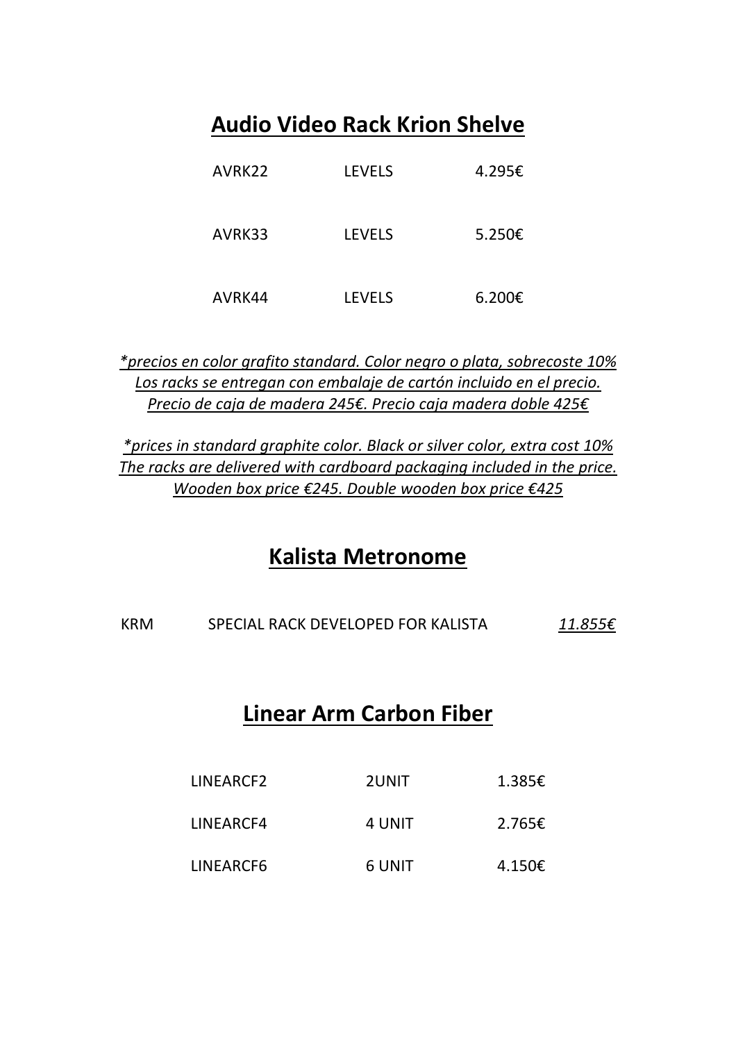## Audio Video Rack Krion Shelve

| | | |
|---|---|---|
| AVRK22 | LEVELS | 4.295€ |
| AVRK33 | LEVELS | 5.250€ |
| AVRK44 | LEVELS | 6.200€ |

*\*precios en color grafito standard. Color negro o plata, sobrecoste 10%*
*Los racks se entregan con embalaje de cartón incluido en el precio.*
*Precio de caja de madera 245€. Precio caja madera doble 425€*

*\*prices in standard graphite color. Black or silver color, extra cost 10%*
*The racks are delivered with cardboard packaging included in the price.*
*Wooden box price €245. Double wooden box price €425*

## Kalista Metronome

| | | |
|---|---|---|
| KRM | SPECIAL RACK DEVELOPED FOR KALISTA | *11.855€* |

## Linear Arm Carbon Fiber

| | | |
|---|---|---|
| LINEARCF2 | 2UNIT | 1.385€ |
| LINEARCF4 | 4 UNIT | 2.765€ |
| LINEARCF6 | 6 UNIT | 4.150€ |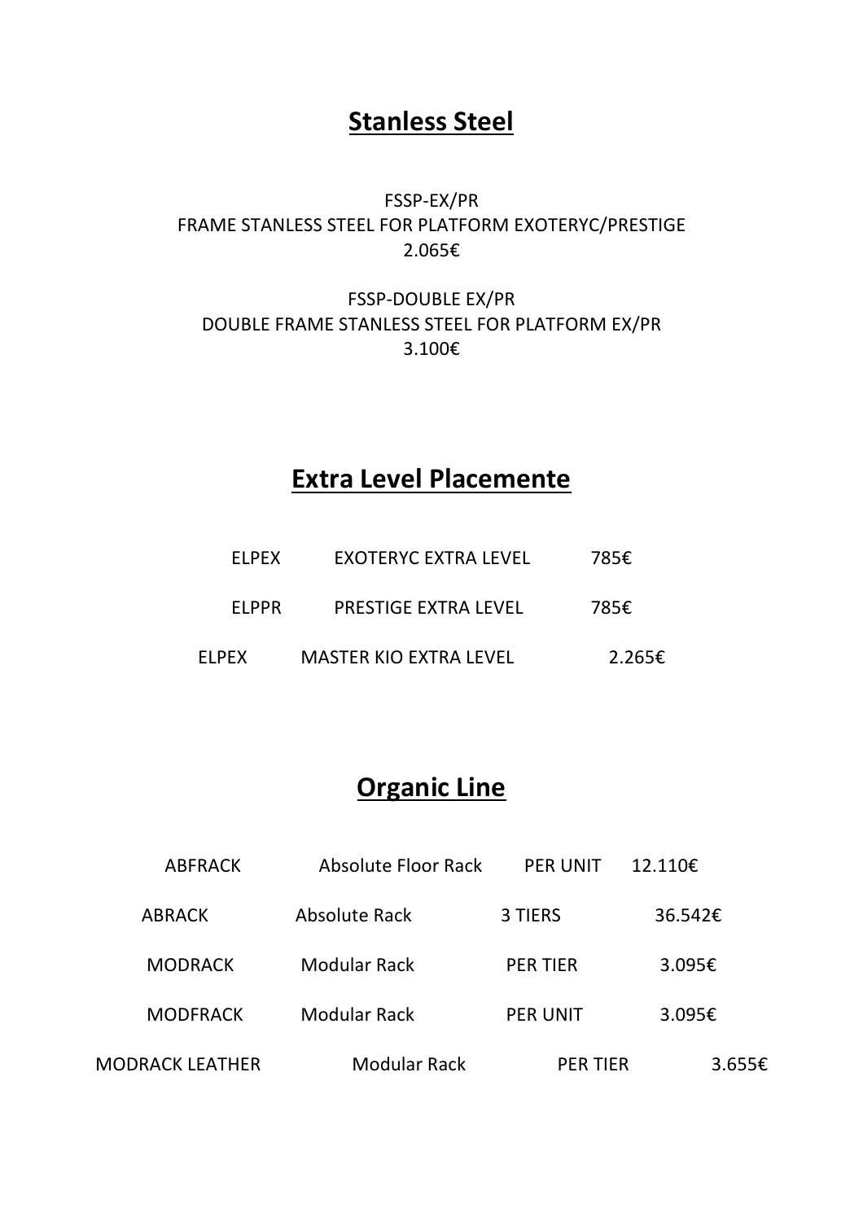## Stanless Steel

FSSP-EX/PR
FRAME STANLESS STEEL FOR PLATFORM EXOTERYC/PRESTIGE
2.065€

FSSP-DOUBLE EX/PR
DOUBLE FRAME STANLESS STEEL FOR PLATFORM EX/PR
3.100€

## Extra Level Placemente

| | | |
|---|---|---|
| ELPEX | EXOTERYC EXTRA LEVEL | 785€ |
| ELPPR | PRESTIGE EXTRA LEVEL | 785€ |
| ELPEX | MASTER KIO EXTRA LEVEL | 2.265€ |

## Organic Line

| | | | |
|---|---|---|---|
| ABFRACK | Absolute Floor Rack | PER UNIT | 12.110€ |
| ABRACK | Absolute Rack | 3 TIERS | 36.542€ |
| MODRACK | Modular Rack | PER TIER | 3.095€ |
| MODFRACK | Modular Rack | PER UNIT | 3.095€ |
| MODRACK LEATHER | Modular Rack | PER TIER | 3.655€ |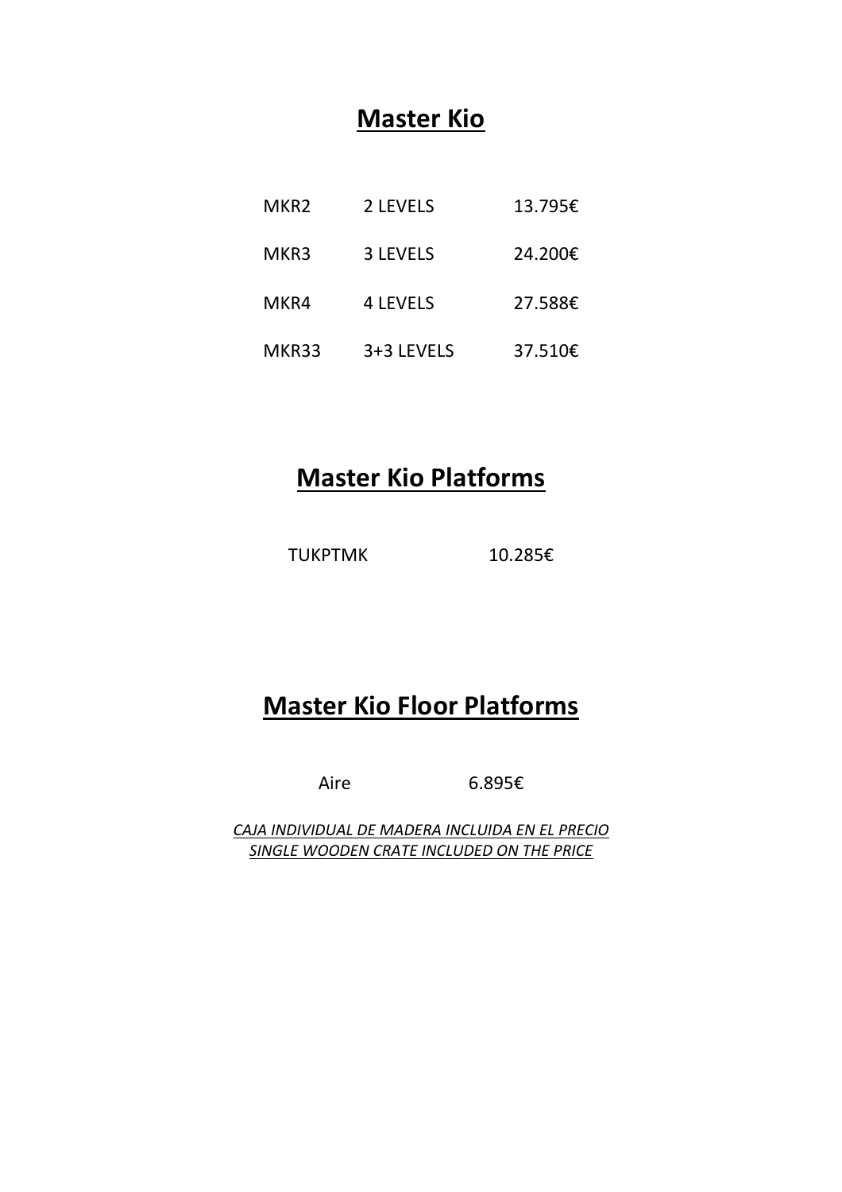## Master Kio

| | | |
|---|---|---|
| MKR2 | 2 LEVELS | 13.795€ |
| MKR3 | 3 LEVELS | 24.200€ |
| MKR4 | 4 LEVELS | 27.588€ |
| MKR33 | 3+3 LEVELS | 37.510€ |

## Master Kio Platforms

| | |
|---|---|
| TUKPTMK | 10.285€ |

## Master Kio Floor Platforms

| | |
|---|---|
| Aire | 6.895€ |

*CAJA INDIVIDUAL DE MADERA INCLUIDA EN EL PRECIO*
*SINGLE WOODEN CRATE INCLUDED ON THE PRICE*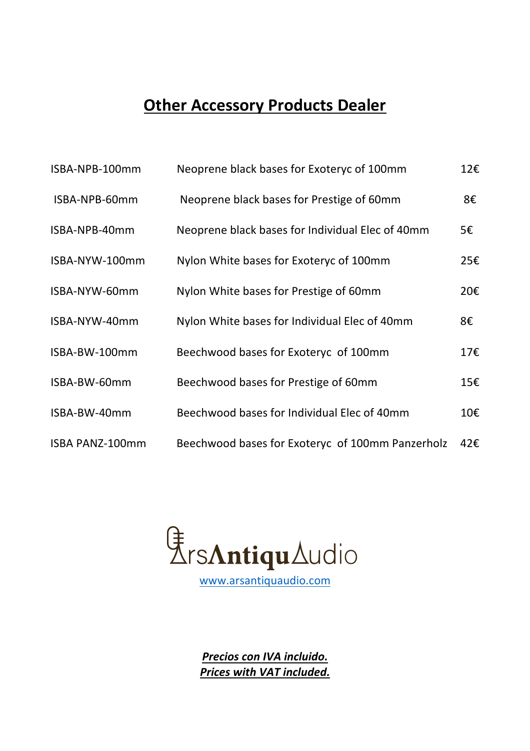# Other Accessory Products Dealer

| | | |
|---|---|---|
| ISBA-NPB-100mm | Neoprene black bases for Exoteryc of 100mm | 12€ |
| ISBA-NPB-60mm | Neoprene black bases for Prestige of 60mm | 8€ |
| ISBA-NPB-40mm | Neoprene black bases for Individual Elec of 40mm | 5€ |
| ISBA-NYW-100mm | Nylon White bases for Exoteryc of 100mm | 25€ |
| ISBA-NYW-60mm | Nylon White bases for Prestige of 60mm | 20€ |
| ISBA-NYW-40mm | Nylon White bases for Individual Elec of 40mm | 8€ |
| ISBA-BW-100mm | Beechwood bases for Exoteryc of 100mm | 17€ |
| ISBA-BW-60mm | Beechwood bases for Prestige of 60mm | 15€ |
| ISBA-BW-40mm | Beechwood bases for Individual Elec of 40mm | 10€ |
| ISBA PANZ-100mm | Beechwood bases for Exoteryc of 100mm Panzerholz | 42€ |

ArsAntiquAudio

www.arsantiquaudio.com

***Precios con IVA incluido.***
***Prices with VAT included.***